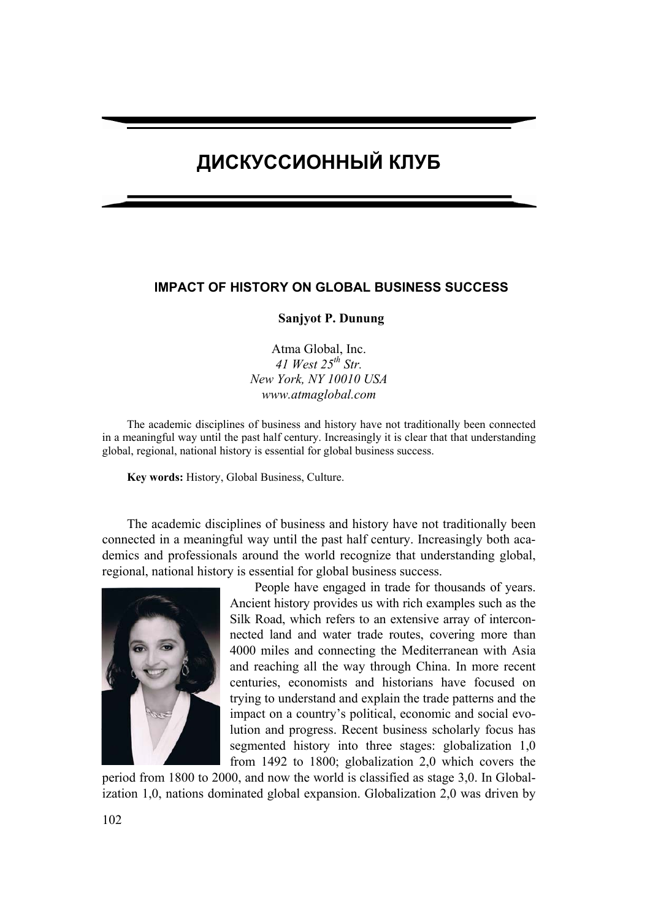# ДИСКУССИОННЫЙ КЛУБ

## IMPACT OF HISTORY ON GLOBAL BUSINESS SUCCESS

**Sanjyot P. Dunung**

Atma Global, Inc.
*41 West 25th Str.*
*New York, NY 10010 USA*
*www.atmaglobal.com*

The academic disciplines of business and history have not traditionally been connected in a meaningful way until the past half century. Increasingly it is clear that that understanding global, regional, national history is essential for global business success.

**Key words:** History, Global Business, Culture.

The academic disciplines of business and history have not traditionally been connected in a meaningful way until the past half century. Increasingly both academics and professionals around the world recognize that understanding global, regional, national history is essential for global business success.

People have engaged in trade for thousands of years. Ancient history provides us with rich examples such as the Silk Road, which refers to an extensive array of interconnected land and water trade routes, covering more than 4000 miles and connecting the Mediterranean with Asia and reaching all the way through China. In more recent centuries, economists and historians have focused on trying to understand and explain the trade patterns and the impact on a country's political, economic and social evolution and progress. Recent business scholarly focus has segmented history into three stages: globalization 1,0 from 1492 to 1800; globalization 2,0 which covers the period from 1800 to 2000, and now the world is classified as stage 3,0. In Globalization 1,0, nations dominated global expansion. Globalization 2,0 was driven by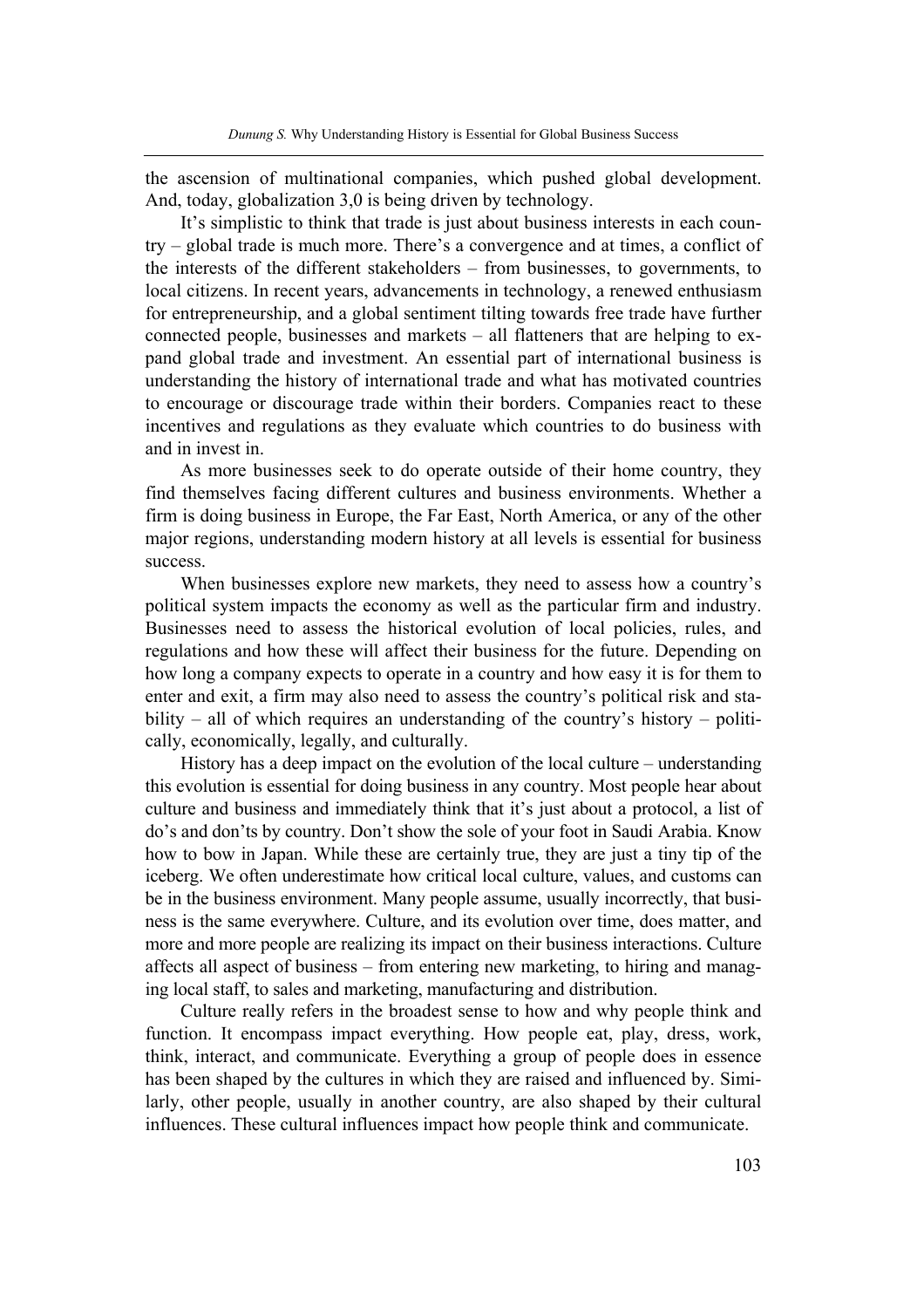the ascension of multinational companies, which pushed global development. And, today, globalization 3,0 is being driven by technology.

It's simplistic to think that trade is just about business interests in each country – global trade is much more. There's a convergence and at times, a conflict of the interests of the different stakeholders – from businesses, to governments, to local citizens. In recent years, advancements in technology, a renewed enthusiasm for entrepreneurship, and a global sentiment tilting towards free trade have further connected people, businesses and markets – all flatteners that are helping to expand global trade and investment. An essential part of international business is understanding the history of international trade and what has motivated countries to encourage or discourage trade within their borders. Companies react to these incentives and regulations as they evaluate which countries to do business with and in invest in.

As more businesses seek to do operate outside of their home country, they find themselves facing different cultures and business environments. Whether a firm is doing business in Europe, the Far East, North America, or any of the other major regions, understanding modern history at all levels is essential for business success.

When businesses explore new markets, they need to assess how a country's political system impacts the economy as well as the particular firm and industry. Businesses need to assess the historical evolution of local policies, rules, and regulations and how these will affect their business for the future. Depending on how long a company expects to operate in a country and how easy it is for them to enter and exit, a firm may also need to assess the country's political risk and stability – all of which requires an understanding of the country's history – politically, economically, legally, and culturally.

History has a deep impact on the evolution of the local culture – understanding this evolution is essential for doing business in any country. Most people hear about culture and business and immediately think that it's just about a protocol, a list of do's and don'ts by country. Don't show the sole of your foot in Saudi Arabia. Know how to bow in Japan. While these are certainly true, they are just a tiny tip of the iceberg. We often underestimate how critical local culture, values, and customs can be in the business environment. Many people assume, usually incorrectly, that business is the same everywhere. Culture, and its evolution over time, does matter, and more and more people are realizing its impact on their business interactions. Culture affects all aspect of business – from entering new marketing, to hiring and managing local staff, to sales and marketing, manufacturing and distribution.

Culture really refers in the broadest sense to how and why people think and function. It encompass impact everything. How people eat, play, dress, work, think, interact, and communicate. Everything a group of people does in essence has been shaped by the cultures in which they are raised and influenced by. Similarly, other people, usually in another country, are also shaped by their cultural influences. These cultural influences impact how people think and communicate.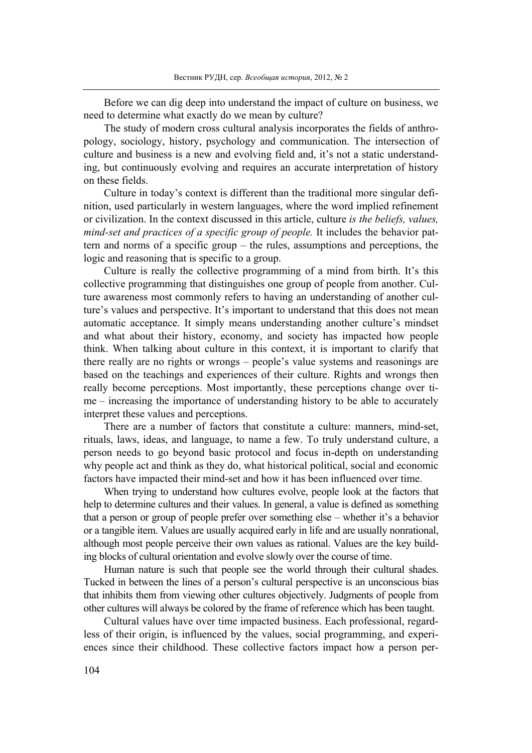Before we can dig deep into understand the impact of culture on business, we need to determine what exactly do we mean by culture?

The study of modern cross cultural analysis incorporates the fields of anthropology, sociology, history, psychology and communication. The intersection of culture and business is a new and evolving field and, it's not a static understanding, but continuously evolving and requires an accurate interpretation of history on these fields.

Culture in today's context is different than the traditional more singular definition, used particularly in western languages, where the word implied refinement or civilization. In the context discussed in this article, culture *is the beliefs, values, mind-set and practices of a specific group of people.* It includes the behavior pattern and norms of a specific group – the rules, assumptions and perceptions, the logic and reasoning that is specific to a group.

Culture is really the collective programming of a mind from birth. It's this collective programming that distinguishes one group of people from another. Culture awareness most commonly refers to having an understanding of another culture's values and perspective. It's important to understand that this does not mean automatic acceptance. It simply means understanding another culture's mindset and what about their history, economy, and society has impacted how people think. When talking about culture in this context, it is important to clarify that there really are no rights or wrongs – people's value systems and reasonings are based on the teachings and experiences of their culture. Rights and wrongs then really become perceptions. Most importantly, these perceptions change over time – increasing the importance of understanding history to be able to accurately interpret these values and perceptions.

There are a number of factors that constitute a culture: manners, mind-set, rituals, laws, ideas, and language, to name a few. To truly understand culture, a person needs to go beyond basic protocol and focus in-depth on understanding why people act and think as they do, what historical political, social and economic factors have impacted their mind-set and how it has been influenced over time.

When trying to understand how cultures evolve, people look at the factors that help to determine cultures and their values. In general, a value is defined as something that a person or group of people prefer over something else – whether it's a behavior or a tangible item. Values are usually acquired early in life and are usually nonrational, although most people perceive their own values as rational. Values are the key building blocks of cultural orientation and evolve slowly over the course of time.

Human nature is such that people see the world through their cultural shades. Tucked in between the lines of a person's cultural perspective is an unconscious bias that inhibits them from viewing other cultures objectively. Judgments of people from other cultures will always be colored by the frame of reference which has been taught.

Cultural values have over time impacted business. Each professional, regardless of their origin, is influenced by the values, social programming, and experiences since their childhood. These collective factors impact how a person per-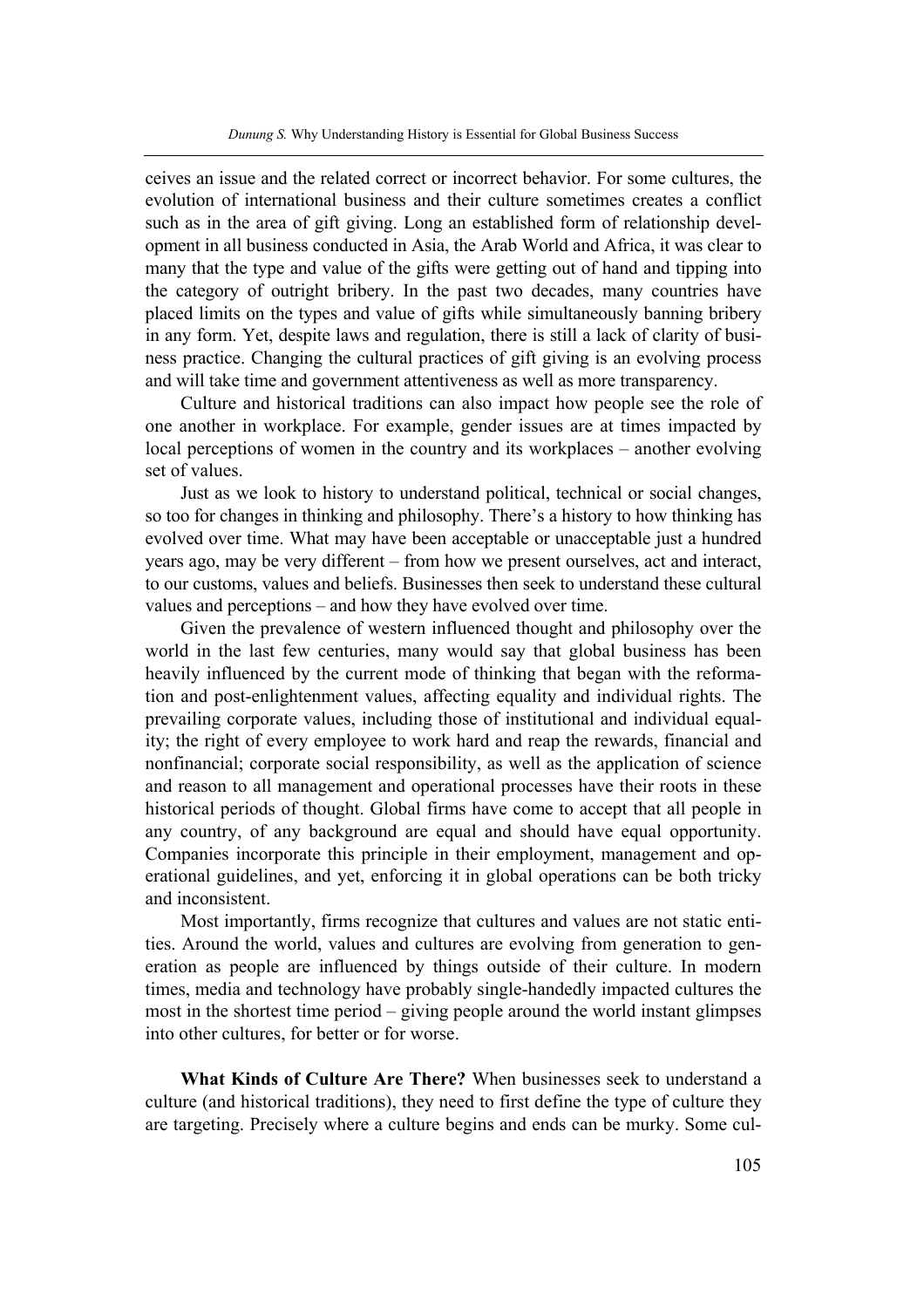ceives an issue and the related correct or incorrect behavior. For some cultures, the evolution of international business and their culture sometimes creates a conflict such as in the area of gift giving. Long an established form of relationship development in all business conducted in Asia, the Arab World and Africa, it was clear to many that the type and value of the gifts were getting out of hand and tipping into the category of outright bribery. In the past two decades, many countries have placed limits on the types and value of gifts while simultaneously banning bribery in any form. Yet, despite laws and regulation, there is still a lack of clarity of business practice. Changing the cultural practices of gift giving is an evolving process and will take time and government attentiveness as well as more transparency.

Culture and historical traditions can also impact how people see the role of one another in workplace. For example, gender issues are at times impacted by local perceptions of women in the country and its workplaces – another evolving set of values.

Just as we look to history to understand political, technical or social changes, so too for changes in thinking and philosophy. There's a history to how thinking has evolved over time. What may have been acceptable or unacceptable just a hundred years ago, may be very different – from how we present ourselves, act and interact, to our customs, values and beliefs. Businesses then seek to understand these cultural values and perceptions – and how they have evolved over time.

Given the prevalence of western influenced thought and philosophy over the world in the last few centuries, many would say that global business has been heavily influenced by the current mode of thinking that began with the reformation and post-enlightenment values, affecting equality and individual rights. The prevailing corporate values, including those of institutional and individual equality; the right of every employee to work hard and reap the rewards, financial and nonfinancial; corporate social responsibility, as well as the application of science and reason to all management and operational processes have their roots in these historical periods of thought. Global firms have come to accept that all people in any country, of any background are equal and should have equal opportunity. Companies incorporate this principle in their employment, management and operational guidelines, and yet, enforcing it in global operations can be both tricky and inconsistent.

Most importantly, firms recognize that cultures and values are not static entities. Around the world, values and cultures are evolving from generation to generation as people are influenced by things outside of their culture. In modern times, media and technology have probably single-handedly impacted cultures the most in the shortest time period – giving people around the world instant glimpses into other cultures, for better or for worse.

**What Kinds of Culture Are There?** When businesses seek to understand a culture (and historical traditions), they need to first define the type of culture they are targeting. Precisely where a culture begins and ends can be murky. Some cul-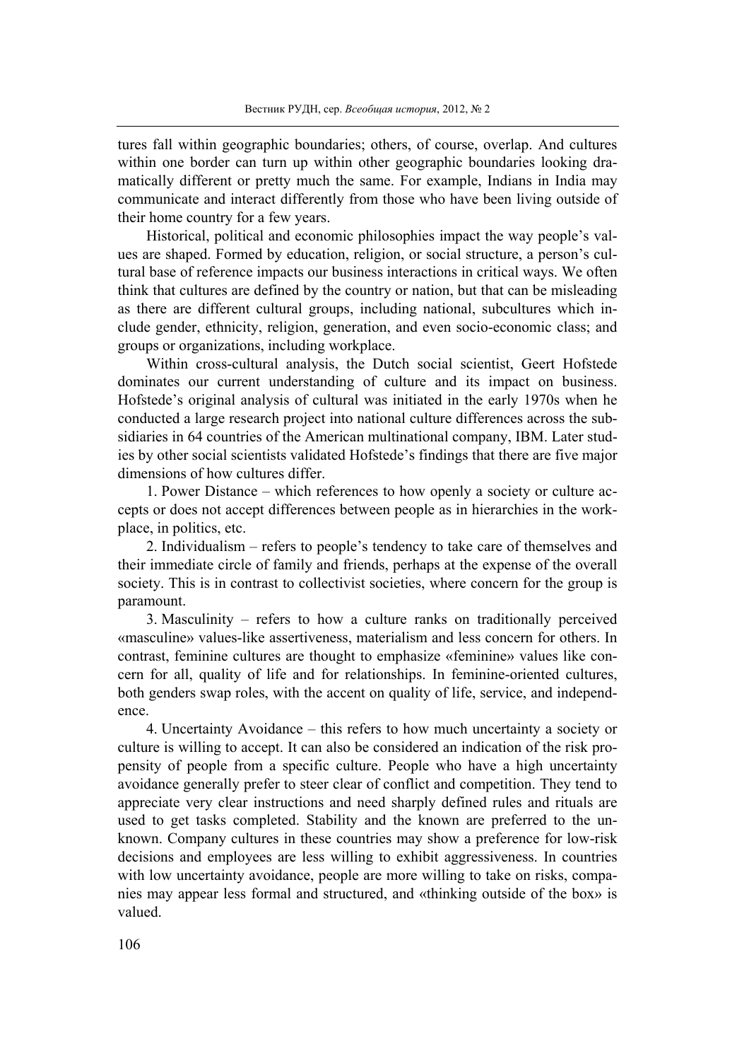tures fall within geographic boundaries; others, of course, overlap. And cultures within one border can turn up within other geographic boundaries looking dramatically different or pretty much the same. For example, Indians in India may communicate and interact differently from those who have been living outside of their home country for a few years.

Historical, political and economic philosophies impact the way people's values are shaped. Formed by education, religion, or social structure, a person's cultural base of reference impacts our business interactions in critical ways. We often think that cultures are defined by the country or nation, but that can be misleading as there are different cultural groups, including national, subcultures which include gender, ethnicity, religion, generation, and even socio-economic class; and groups or organizations, including workplace.

Within cross-cultural analysis, the Dutch social scientist, Geert Hofstede dominates our current understanding of culture and its impact on business. Hofstede's original analysis of cultural was initiated in the early 1970s when he conducted a large research project into national culture differences across the subsidiaries in 64 countries of the American multinational company, IBM. Later studies by other social scientists validated Hofstede's findings that there are five major dimensions of how cultures differ.

1. Power Distance – which references to how openly a society or culture accepts or does not accept differences between people as in hierarchies in the workplace, in politics, etc.

2. Individualism – refers to people's tendency to take care of themselves and their immediate circle of family and friends, perhaps at the expense of the overall society. This is in contrast to collectivist societies, where concern for the group is paramount.

3. Masculinity – refers to how a culture ranks on traditionally perceived «masculine» values-like assertiveness, materialism and less concern for others. In contrast, feminine cultures are thought to emphasize «feminine» values like concern for all, quality of life and for relationships. In feminine-oriented cultures, both genders swap roles, with the accent on quality of life, service, and independence.

4. Uncertainty Avoidance – this refers to how much uncertainty a society or culture is willing to accept. It can also be considered an indication of the risk propensity of people from a specific culture. People who have a high uncertainty avoidance generally prefer to steer clear of conflict and competition. They tend to appreciate very clear instructions and need sharply defined rules and rituals are used to get tasks completed. Stability and the known are preferred to the unknown. Company cultures in these countries may show a preference for low-risk decisions and employees are less willing to exhibit aggressiveness. In countries with low uncertainty avoidance, people are more willing to take on risks, companies may appear less formal and structured, and «thinking outside of the box» is valued.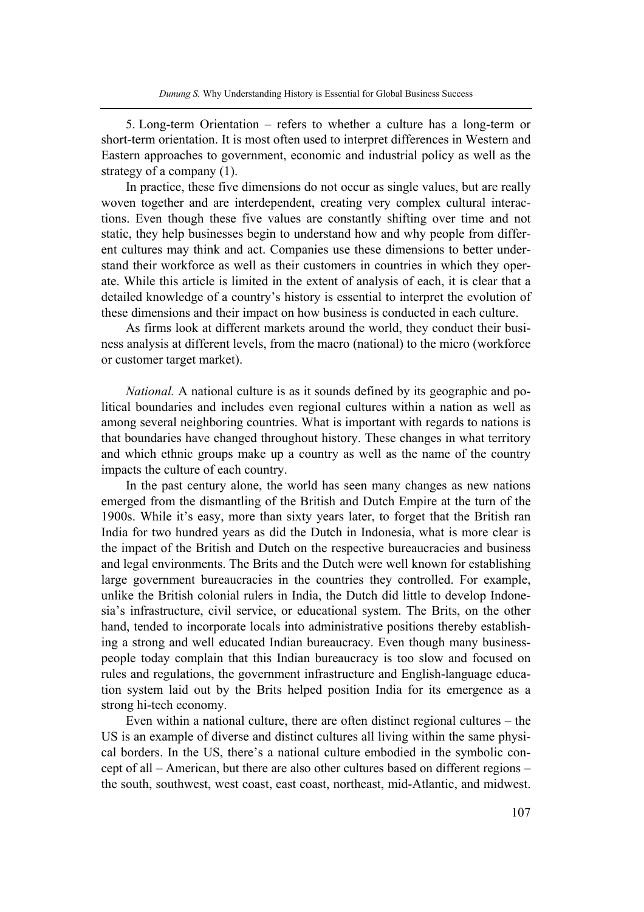5. Long-term Orientation – refers to whether a culture has a long-term or short-term orientation. It is most often used to interpret differences in Western and Eastern approaches to government, economic and industrial policy as well as the strategy of a company (1).

In practice, these five dimensions do not occur as single values, but are really woven together and are interdependent, creating very complex cultural interactions. Even though these five values are constantly shifting over time and not static, they help businesses begin to understand how and why people from different cultures may think and act. Companies use these dimensions to better understand their workforce as well as their customers in countries in which they operate. While this article is limited in the extent of analysis of each, it is clear that a detailed knowledge of a country's history is essential to interpret the evolution of these dimensions and their impact on how business is conducted in each culture.

As firms look at different markets around the world, they conduct their business analysis at different levels, from the macro (national) to the micro (workforce or customer target market).

*National.* A national culture is as it sounds defined by its geographic and political boundaries and includes even regional cultures within a nation as well as among several neighboring countries. What is important with regards to nations is that boundaries have changed throughout history. These changes in what territory and which ethnic groups make up a country as well as the name of the country impacts the culture of each country.

In the past century alone, the world has seen many changes as new nations emerged from the dismantling of the British and Dutch Empire at the turn of the 1900s. While it's easy, more than sixty years later, to forget that the British ran India for two hundred years as did the Dutch in Indonesia, what is more clear is the impact of the British and Dutch on the respective bureaucracies and business and legal environments. The Brits and the Dutch were well known for establishing large government bureaucracies in the countries they controlled. For example, unlike the British colonial rulers in India, the Dutch did little to develop Indonesia's infrastructure, civil service, or educational system. The Brits, on the other hand, tended to incorporate locals into administrative positions thereby establishing a strong and well educated Indian bureaucracy. Even though many businesspeople today complain that this Indian bureaucracy is too slow and focused on rules and regulations, the government infrastructure and English-language education system laid out by the Brits helped position India for its emergence as a strong hi-tech economy.

Even within a national culture, there are often distinct regional cultures – the US is an example of diverse and distinct cultures all living within the same physical borders. In the US, there's a national culture embodied in the symbolic concept of all – American, but there are also other cultures based on different regions – the south, southwest, west coast, east coast, northeast, mid-Atlantic, and midwest.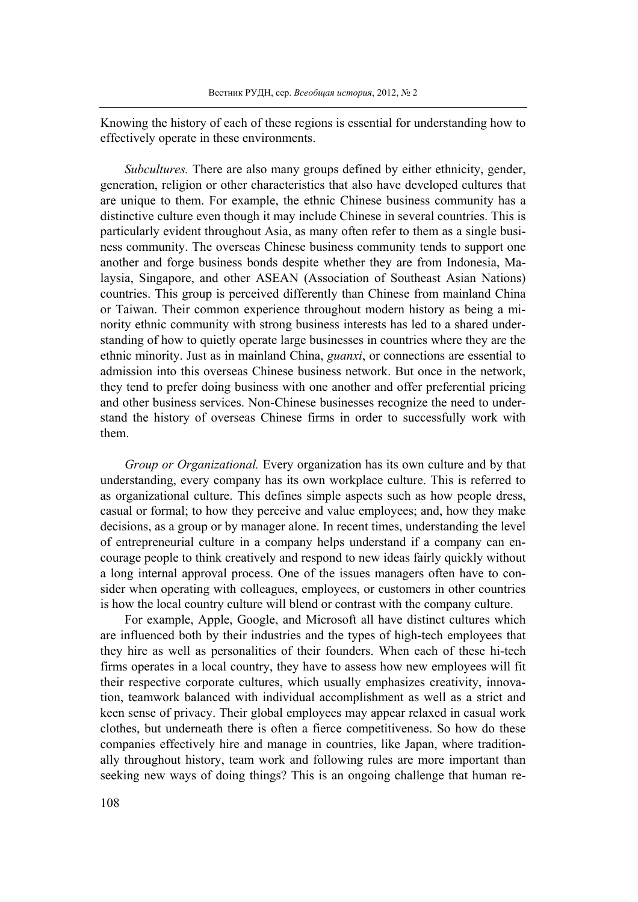Knowing the history of each of these regions is essential for understanding how to effectively operate in these environments.

*Subcultures.* There are also many groups defined by either ethnicity, gender, generation, religion or other characteristics that also have developed cultures that are unique to them. For example, the ethnic Chinese business community has a distinctive culture even though it may include Chinese in several countries. This is particularly evident throughout Asia, as many often refer to them as a single business community. The overseas Chinese business community tends to support one another and forge business bonds despite whether they are from Indonesia, Malaysia, Singapore, and other ASEAN (Association of Southeast Asian Nations) countries. This group is perceived differently than Chinese from mainland China or Taiwan. Their common experience throughout modern history as being a minority ethnic community with strong business interests has led to a shared understanding of how to quietly operate large businesses in countries where they are the ethnic minority. Just as in mainland China, *guanxi*, or connections are essential to admission into this overseas Chinese business network. But once in the network, they tend to prefer doing business with one another and offer preferential pricing and other business services. Non-Chinese businesses recognize the need to understand the history of overseas Chinese firms in order to successfully work with them.

*Group or Organizational.* Every organization has its own culture and by that understanding, every company has its own workplace culture. This is referred to as organizational culture. This defines simple aspects such as how people dress, casual or formal; to how they perceive and value employees; and, how they make decisions, as a group or by manager alone. In recent times, understanding the level of entrepreneurial culture in a company helps understand if a company can encourage people to think creatively and respond to new ideas fairly quickly without a long internal approval process. One of the issues managers often have to consider when operating with colleagues, employees, or customers in other countries is how the local country culture will blend or contrast with the company culture.

For example, Apple, Google, and Microsoft all have distinct cultures which are influenced both by their industries and the types of high-tech employees that they hire as well as personalities of their founders. When each of these hi-tech firms operates in a local country, they have to assess how new employees will fit their respective corporate cultures, which usually emphasizes creativity, innovation, teamwork balanced with individual accomplishment as well as a strict and keen sense of privacy. Their global employees may appear relaxed in casual work clothes, but underneath there is often a fierce competitiveness. So how do these companies effectively hire and manage in countries, like Japan, where traditionally throughout history, team work and following rules are more important than seeking new ways of doing things? This is an ongoing challenge that human re-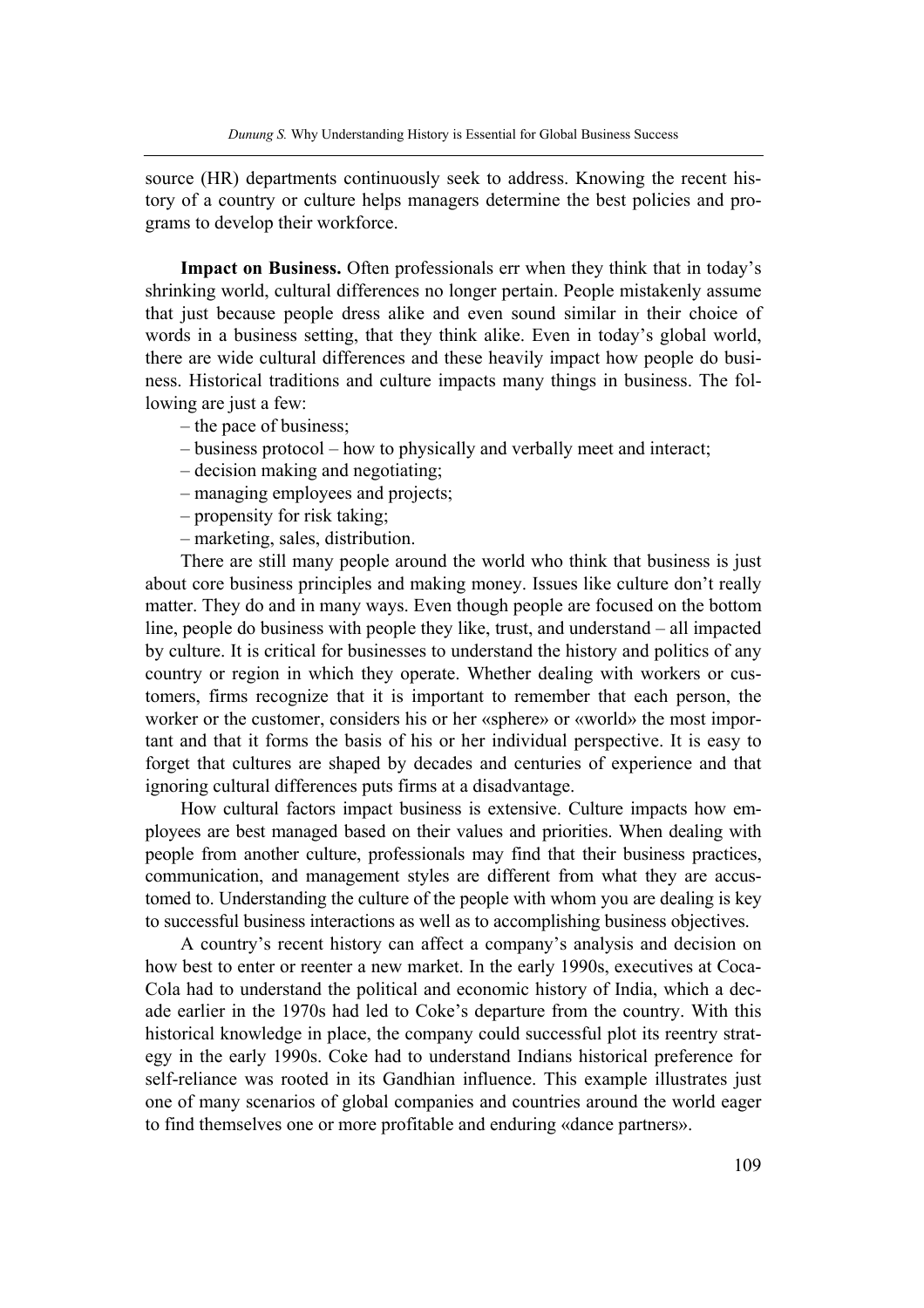source (HR) departments continuously seek to address. Knowing the recent history of a country or culture helps managers determine the best policies and programs to develop their workforce.

**Impact on Business.** Often professionals err when they think that in today's shrinking world, cultural differences no longer pertain. People mistakenly assume that just because people dress alike and even sound similar in their choice of words in a business setting, that they think alike. Even in today's global world, there are wide cultural differences and these heavily impact how people do business. Historical traditions and culture impacts many things in business. The following are just a few:

– the pace of business;
– business protocol – how to physically and verbally meet and interact;
– decision making and negotiating;
– managing employees and projects;
– propensity for risk taking;
– marketing, sales, distribution.

There are still many people around the world who think that business is just about core business principles and making money. Issues like culture don't really matter. They do and in many ways. Even though people are focused on the bottom line, people do business with people they like, trust, and understand – all impacted by culture. It is critical for businesses to understand the history and politics of any country or region in which they operate. Whether dealing with workers or customers, firms recognize that it is important to remember that each person, the worker or the customer, considers his or her «sphere» or «world» the most important and that it forms the basis of his or her individual perspective. It is easy to forget that cultures are shaped by decades and centuries of experience and that ignoring cultural differences puts firms at a disadvantage.

How cultural factors impact business is extensive. Culture impacts how employees are best managed based on their values and priorities. When dealing with people from another culture, professionals may find that their business practices, communication, and management styles are different from what they are accustomed to. Understanding the culture of the people with whom you are dealing is key to successful business interactions as well as to accomplishing business objectives.

A country's recent history can affect a company's analysis and decision on how best to enter or reenter a new market. In the early 1990s, executives at Coca-Cola had to understand the political and economic history of India, which a decade earlier in the 1970s had led to Coke's departure from the country. With this historical knowledge in place, the company could successful plot its reentry strategy in the early 1990s. Coke had to understand Indians historical preference for self-reliance was rooted in its Gandhian influence. This example illustrates just one of many scenarios of global companies and countries around the world eager to find themselves one or more profitable and enduring «dance partners».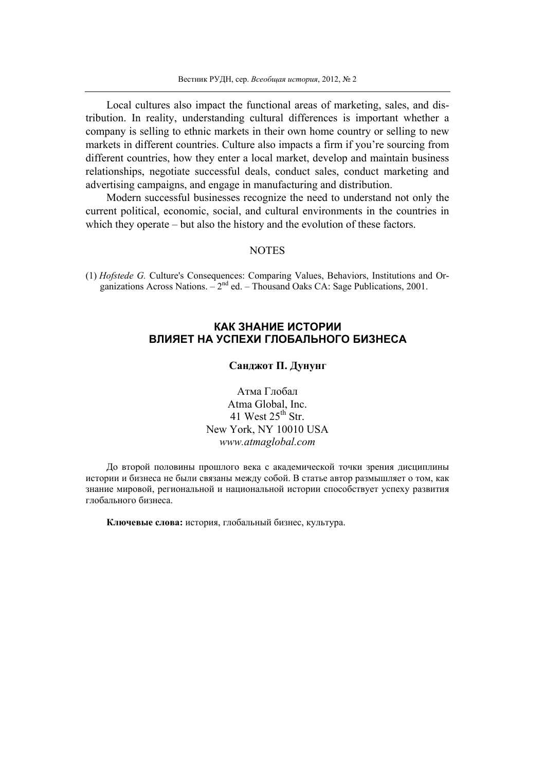Local cultures also impact the functional areas of marketing, sales, and distribution. In reality, understanding cultural differences is important whether a company is selling to ethnic markets in their own home country or selling to new markets in different countries. Culture also impacts a firm if you're sourcing from different countries, how they enter a local market, develop and maintain business relationships, negotiate successful deals, conduct sales, conduct marketing and advertising campaigns, and engage in manufacturing and distribution.

Modern successful businesses recognize the need to understand not only the current political, economic, social, and cultural environments in the countries in which they operate – but also the history and the evolution of these factors.

## NOTES

(1) *Hofstede G.* Culture's Consequences: Comparing Values, Behaviors, Institutions and Organizations Across Nations. – 2nd ed. – Thousand Oaks CA: Sage Publications, 2001.

## КАК ЗНАНИЕ ИСТОРИИ ВЛИЯЕТ НА УСПЕХИ ГЛОБАЛЬНОГО БИЗНЕСА

**Санджот П. Дунунг**

Атма Глобал
Atma Global, Inc.
41 West 25th Str.
New York, NY 10010 USA
*www.atmaglobal.com*

До второй половины прошлого века с академической точки зрения дисциплины истории и бизнеса не были связаны между собой. В статье автор размышляет о том, как знание мировой, региональной и национальной истории способствует успеху развития глобального бизнеса.

**Ключевые слова:** история, глобальный бизнес, культура.